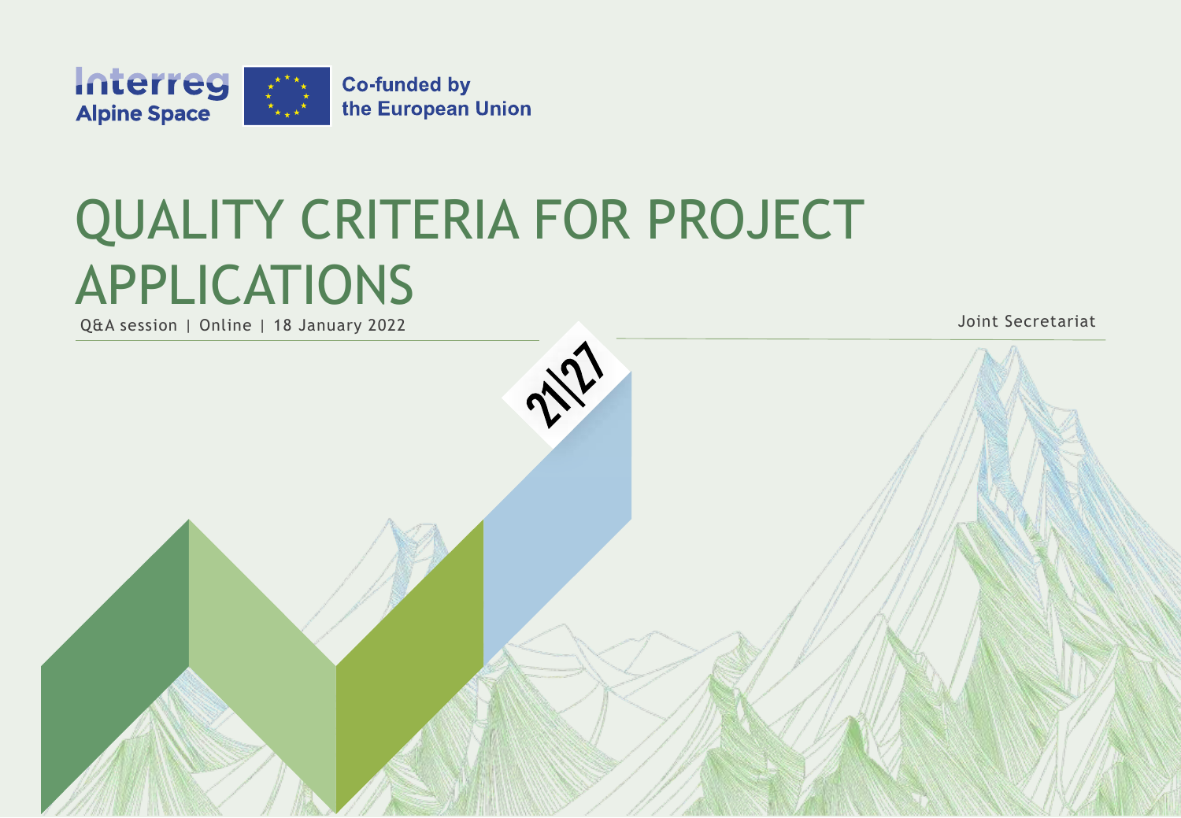Interreg Alpine Space

Co-funded by the European Union

# QUALITY CRITERIA FOR PROJECT APPLICATIONS

Q&A session | Online | 18 January 2022

Joint Secretariat

21|27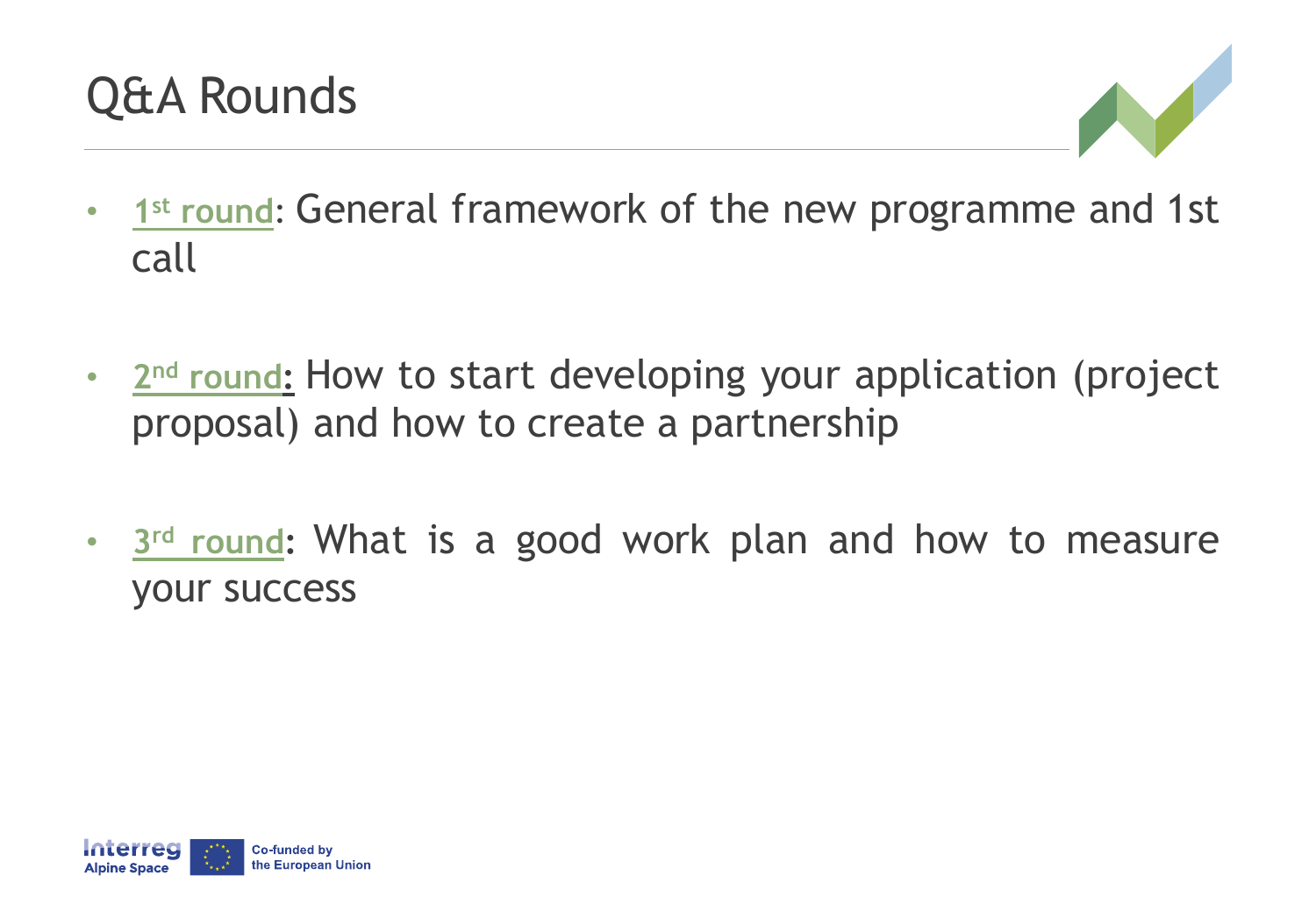# Q&A Rounds

- **1st round**: General framework of the new programme and 1st call
- **2nd round**: How to start developing your application (project proposal) and how to create a partnership
- **3rd round**: What is a good work plan and how to measure your success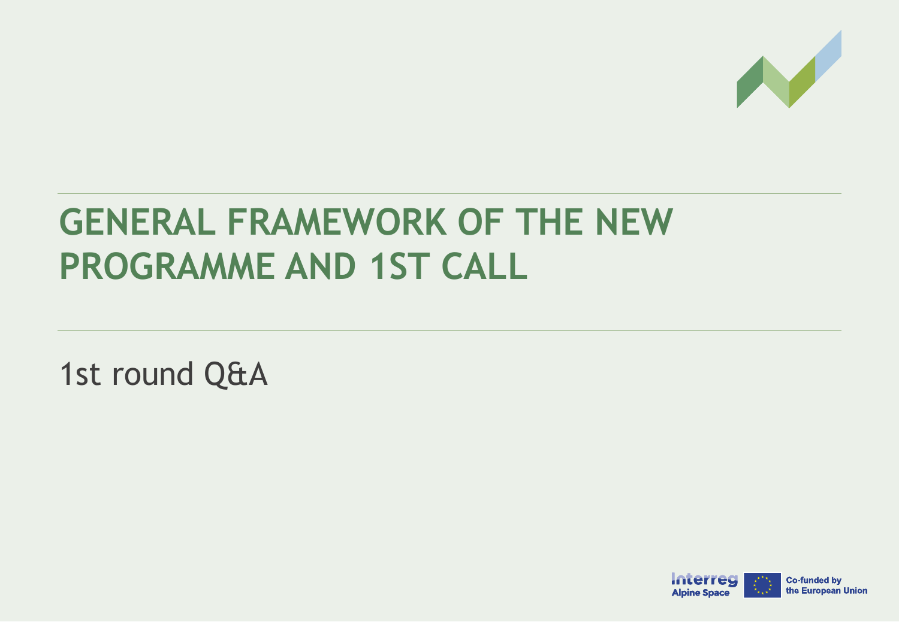# GENERAL FRAMEWORK OF THE NEW PROGRAMME AND 1ST CALL

1st round Q&A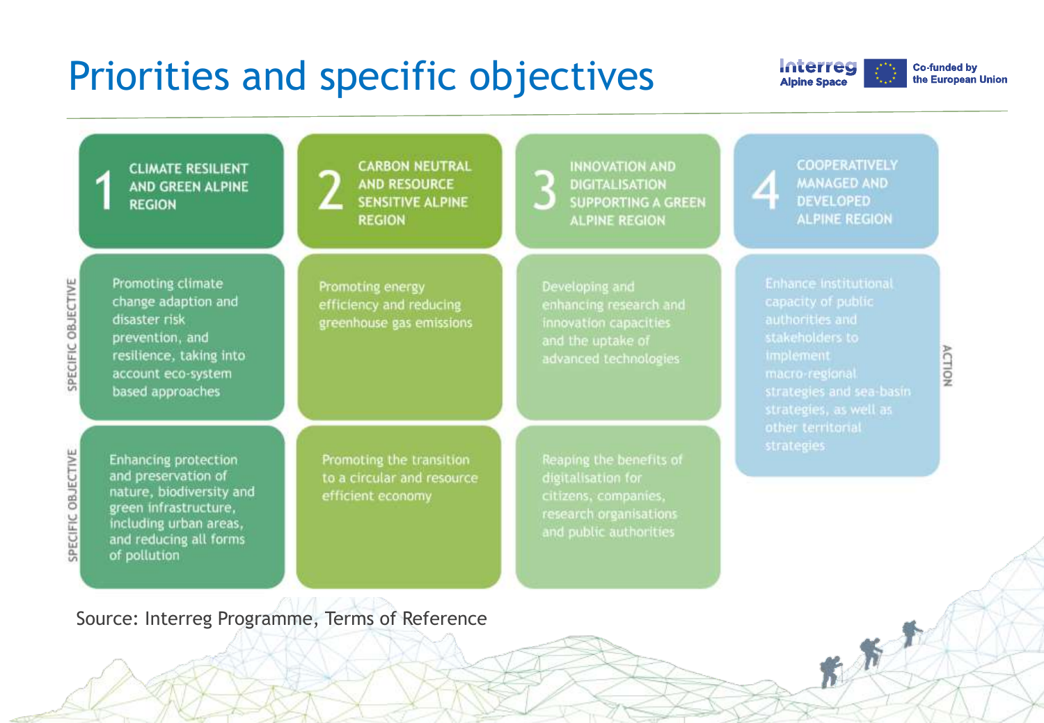# Priorities and specific objectives

Interreg Alpine Space — Co-funded by the European Union

| | 1 CLIMATE RESILIENT AND GREEN ALPINE REGION | 2 CARBON NEUTRAL AND RESOURCE SENSITIVE ALPINE REGION | 3 INNOVATION AND DIGITALISATION SUPPORTING A GREEN ALPINE REGION | 4 COOPERATIVELY MANAGED AND DEVELOPED ALPINE REGION |
|---|---|---|---|---|
| SPECIFIC OBJECTIVE | Promoting climate change adaption and disaster risk prevention, and resilience, taking into account eco-system based approaches | Promoting energy efficiency and reducing greenhouse gas emissions | Developing and enhancing research and innovation capacities and the uptake of advanced technologies | ACTION: Enhance institutional capacity of public authorities and stakeholders to implement macro-regional strategies and sea-basin strategies, as well as other territorial strategies |
| SPECIFIC OBJECTIVE | Enhancing protection and preservation of nature, biodiversity and green infrastructure, including urban areas, and reducing all forms of pollution | Promoting the transition to a circular and resource efficient economy | Reaping the benefits of digitalisation for citizens, companies, research organisations and public authorities | |

Source: Interreg Programme, Terms of Reference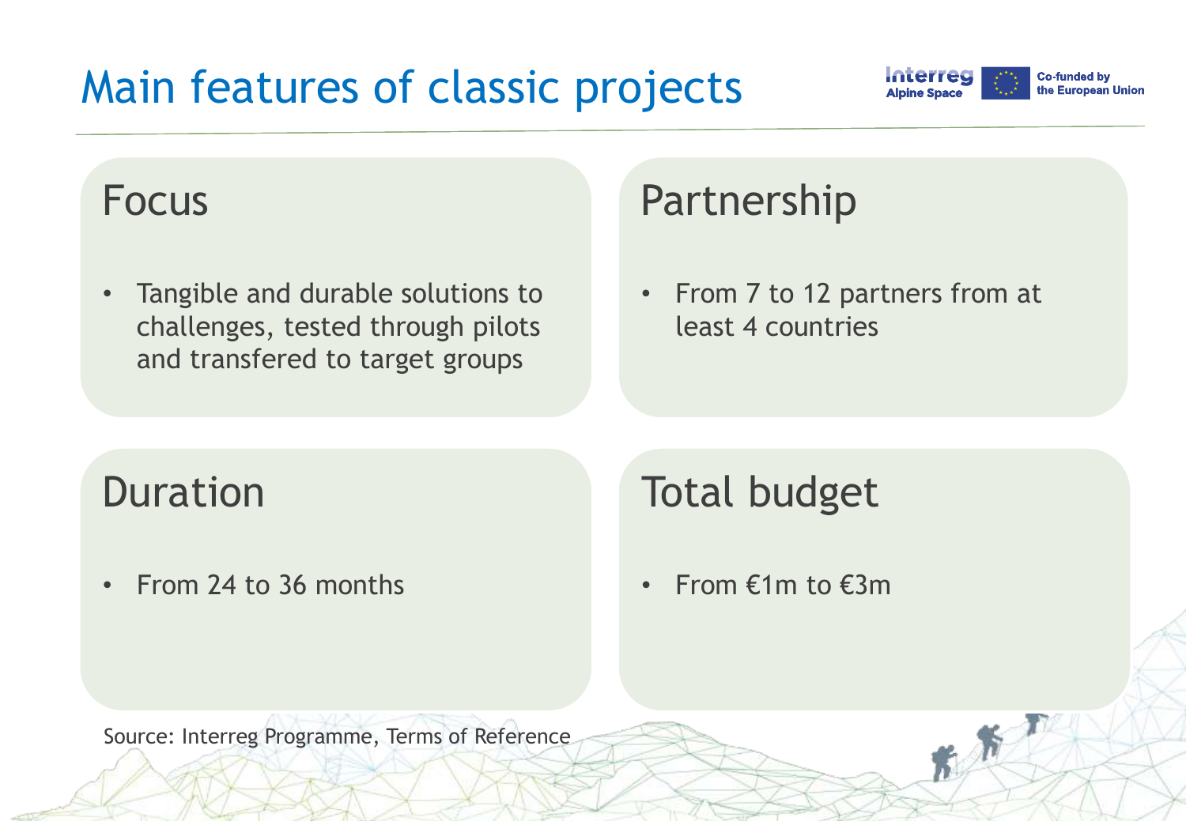# Main features of classic projects

## Focus

- Tangible and durable solutions to challenges, tested through pilots and transfered to target groups

## Partnership

- From 7 to 12 partners from at least 4 countries

## Duration

- From 24 to 36 months

## Total budget

- From €1m to €3m

Source: Interreg Programme, Terms of Reference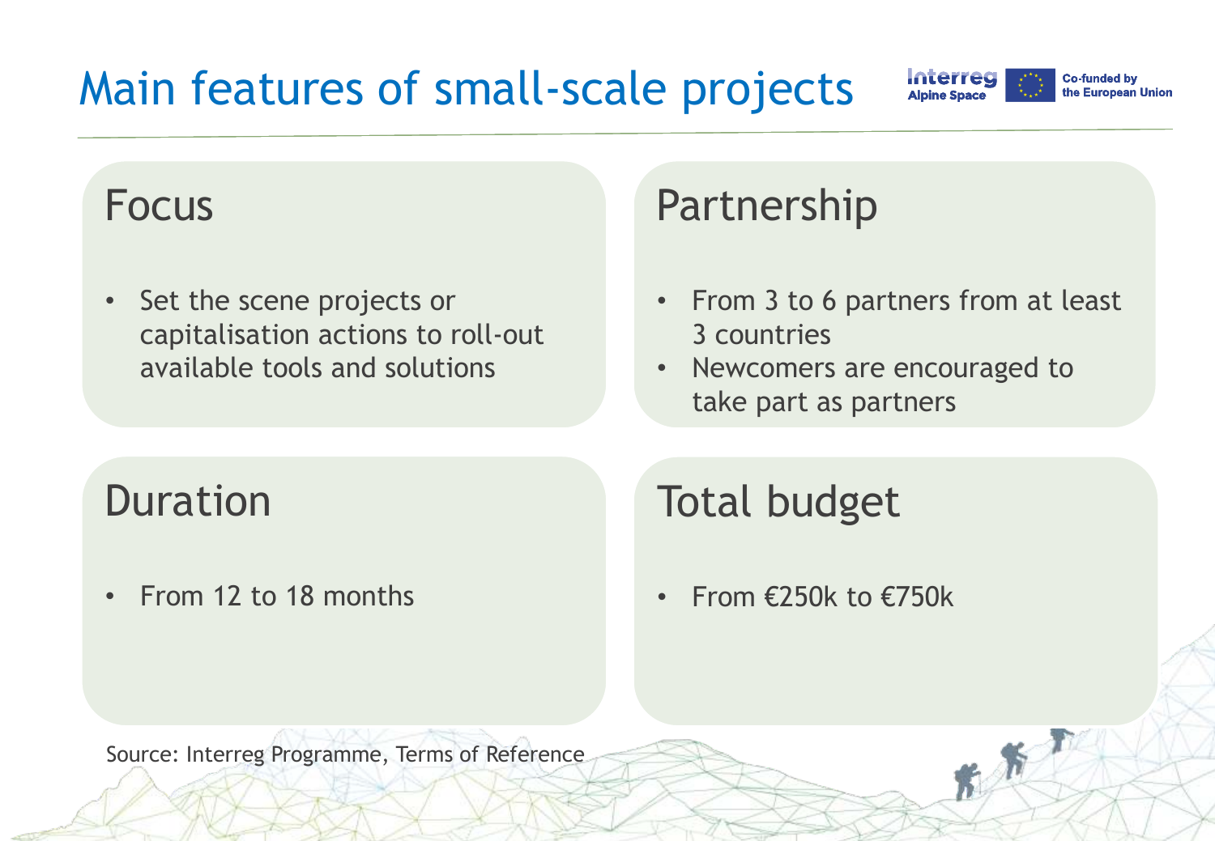# Main features of small-scale projects

## Focus

- Set the scene projects or capitalisation actions to roll-out available tools and solutions

## Partnership

- From 3 to 6 partners from at least 3 countries
- Newcomers are encouraged to take part as partners

## Duration

- From 12 to 18 months

## Total budget

- From €250k to €750k

Source: Interreg Programme, Terms of Reference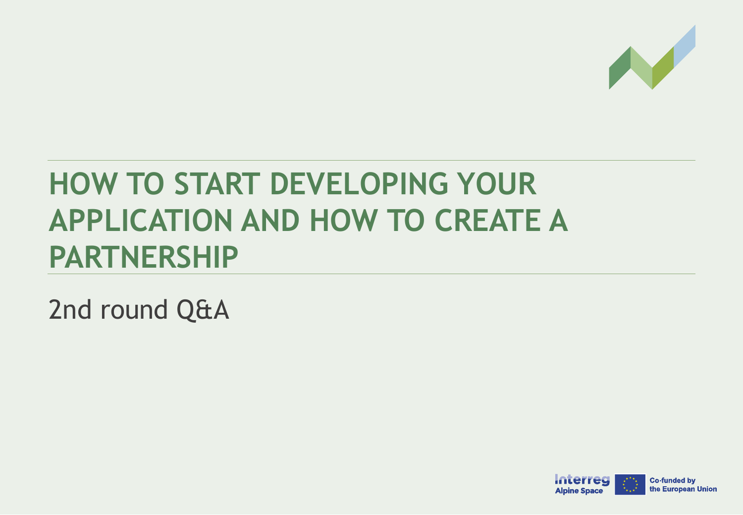# HOW TO START DEVELOPING YOUR APPLICATION AND HOW TO CREATE A PARTNERSHIP

2nd round Q&A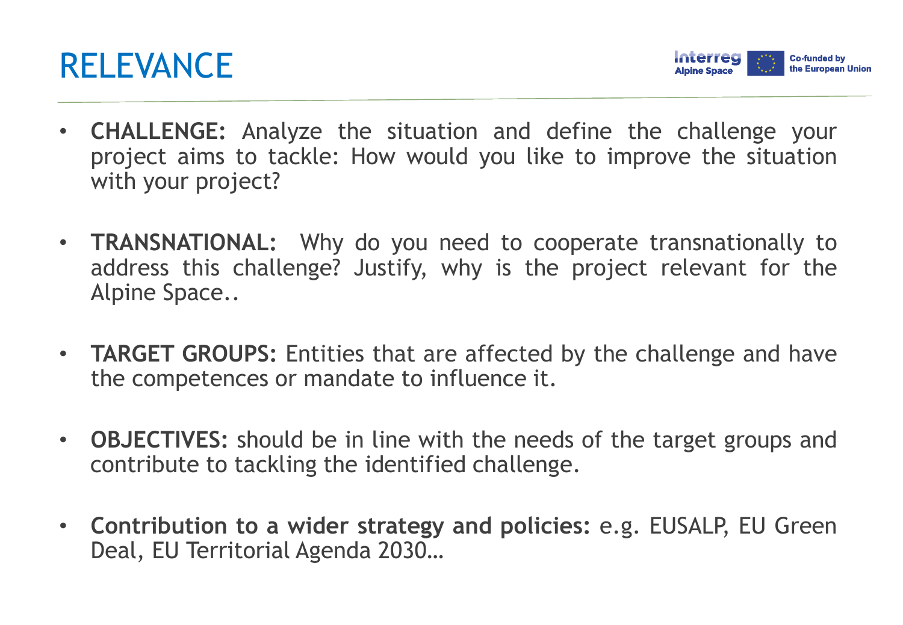# RELEVANCE

- **CHALLENGE:** Analyze the situation and define the challenge your project aims to tackle: How would you like to improve the situation with your project?
- **TRANSNATIONAL:** Why do you need to cooperate transnationally to address this challenge? Justify, why is the project relevant for the Alpine Space..
- **TARGET GROUPS:** Entities that are affected by the challenge and have the competences or mandate to influence it.
- **OBJECTIVES:** should be in line with the needs of the target groups and contribute to tackling the identified challenge.
- **Contribution to a wider strategy and policies:** e.g. EUSALP, EU Green Deal, EU Territorial Agenda 2030…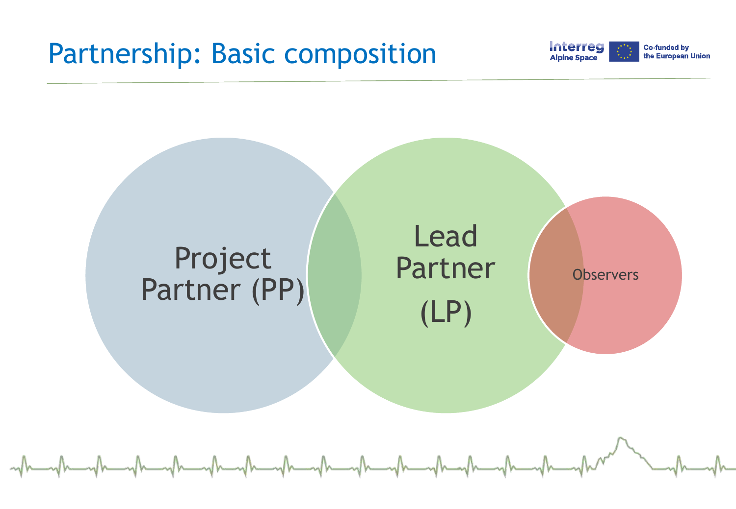# Partnership: Basic composition

Project Partner (PP)

Lead Partner (LP)

Observers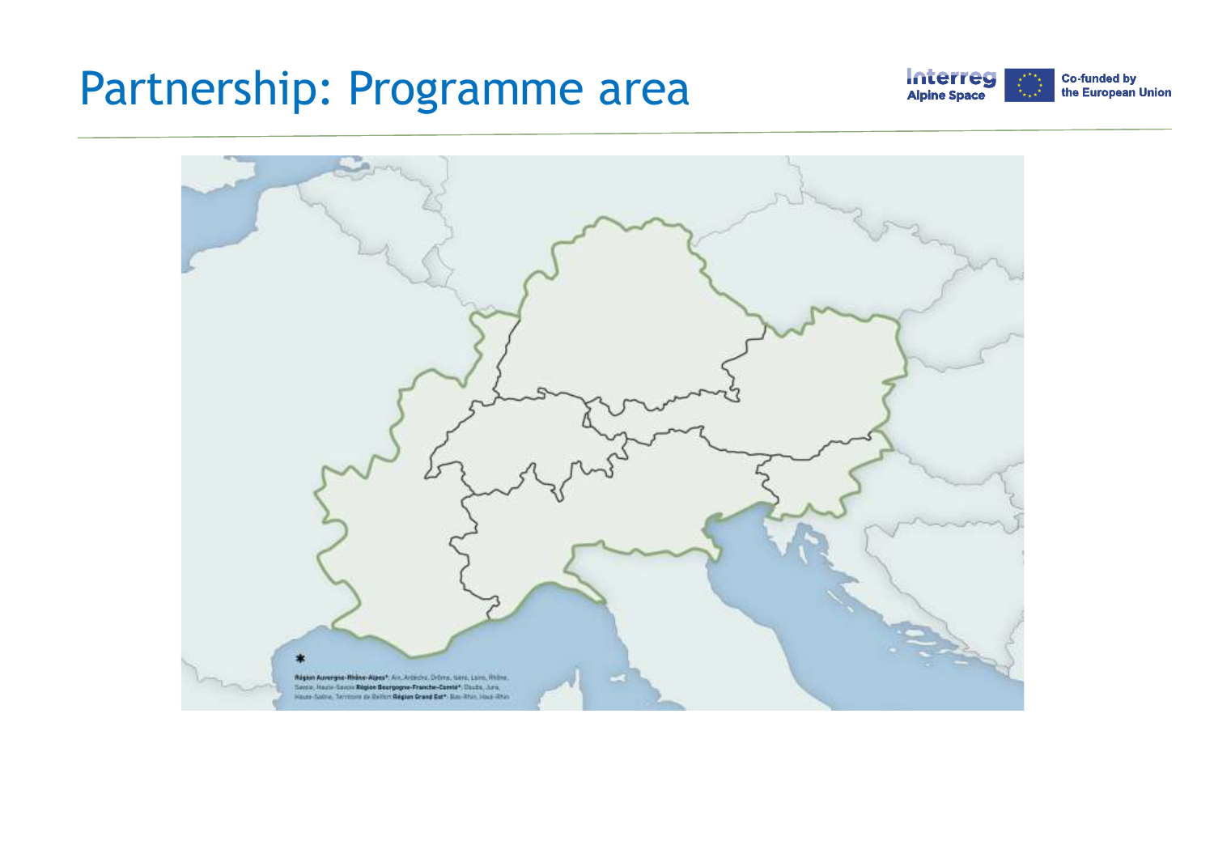# Partnership: Programme area

Interreg Alpine Space

Co-funded by the European Union

*

**Région Auvergne-Rhône-Alpes***: Ain, Ardèche, Drôme, Isère, Loire, Rhône, Savoie, Haute-Savoie **Région Bourgogne-Franche-Comté***: Doubs, Jura, Haute-Saône, Territoire de Belfort **Région Grand Est***: Bas-Rhin, Haut-Rhin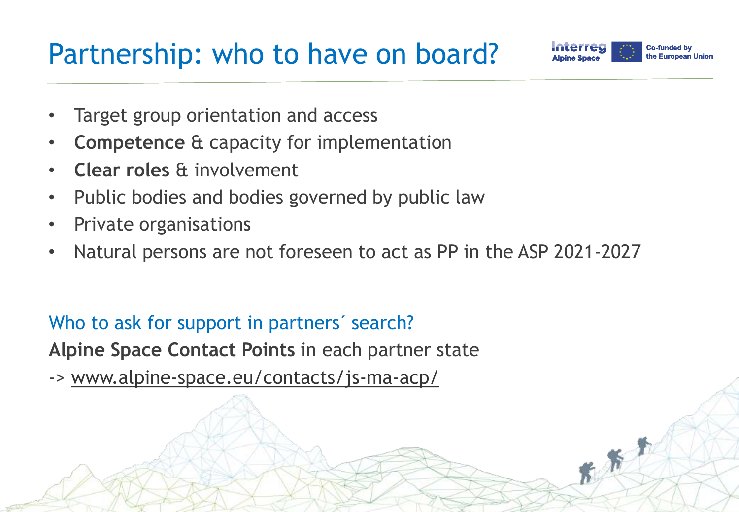# Partnership: who to have on board?

- Target group orientation and access
- **Competence** & capacity for implementation
- **Clear roles** & involvement
- Public bodies and bodies governed by public law
- Private organisations
- Natural persons are not foreseen to act as PP in the ASP 2021-2027

## Who to ask for support in partners´ search?

**Alpine Space Contact Points** in each partner state

-> www.alpine-space.eu/contacts/js-ma-acp/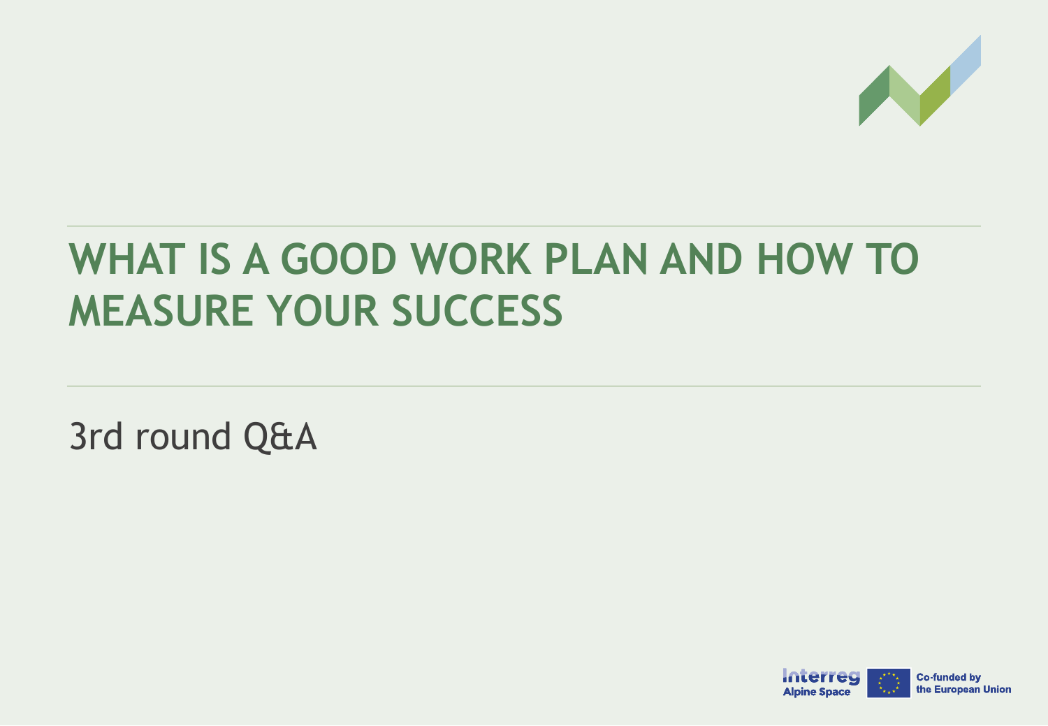# WHAT IS A GOOD WORK PLAN AND HOW TO MEASURE YOUR SUCCESS

3rd round Q&A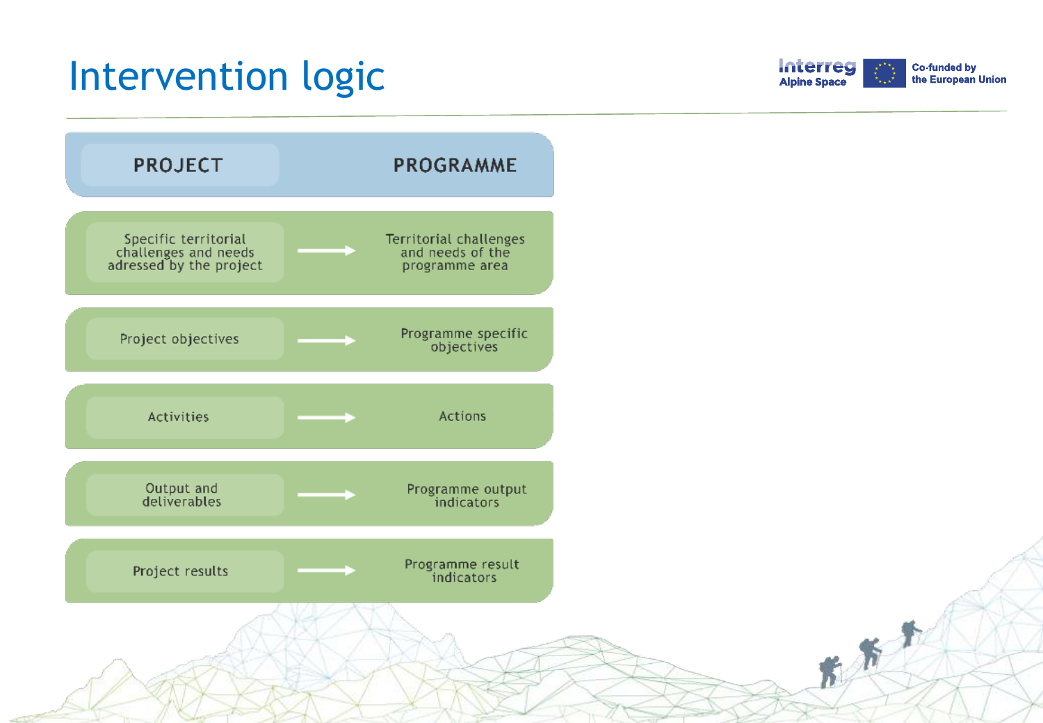# Intervention logic

| PROJECT | PROGRAMME |
|---|---|
| Specific territorial challenges and needs adressed by the project | Territorial challenges and needs of the programme area |
| Project objectives | Programme specific objectives |
| Activities | Actions |
| Output and deliverables | Programme output indicators |
| Project results | Programme result indicators |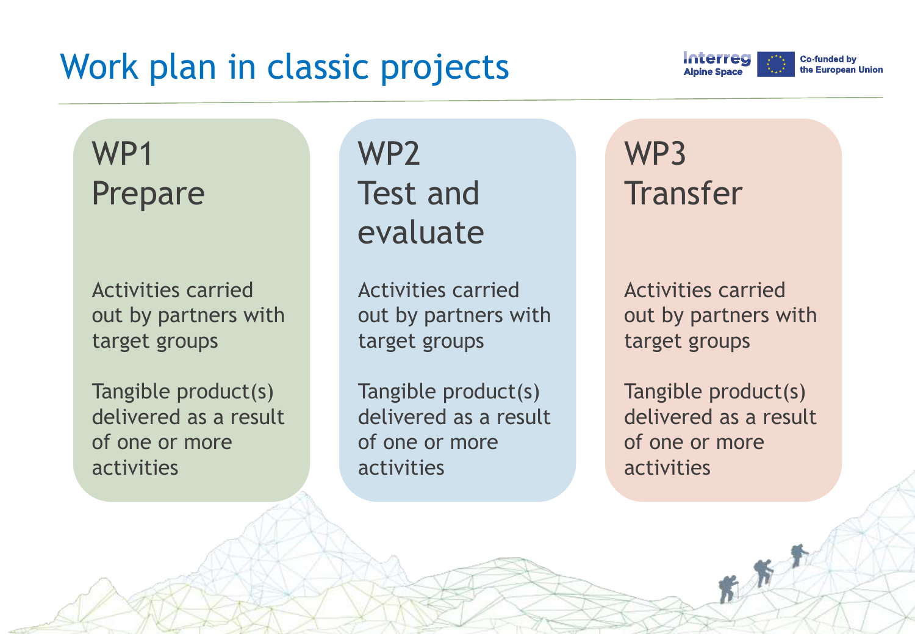# Work plan in classic projects

## WP1 Prepare

Activities carried out by partners with target groups

Tangible product(s) delivered as a result of one or more activities

## WP2 Test and evaluate

Activities carried out by partners with target groups

Tangible product(s) delivered as a result of one or more activities

## WP3 Transfer

Activities carried out by partners with target groups

Tangible product(s) delivered as a result of one or more activities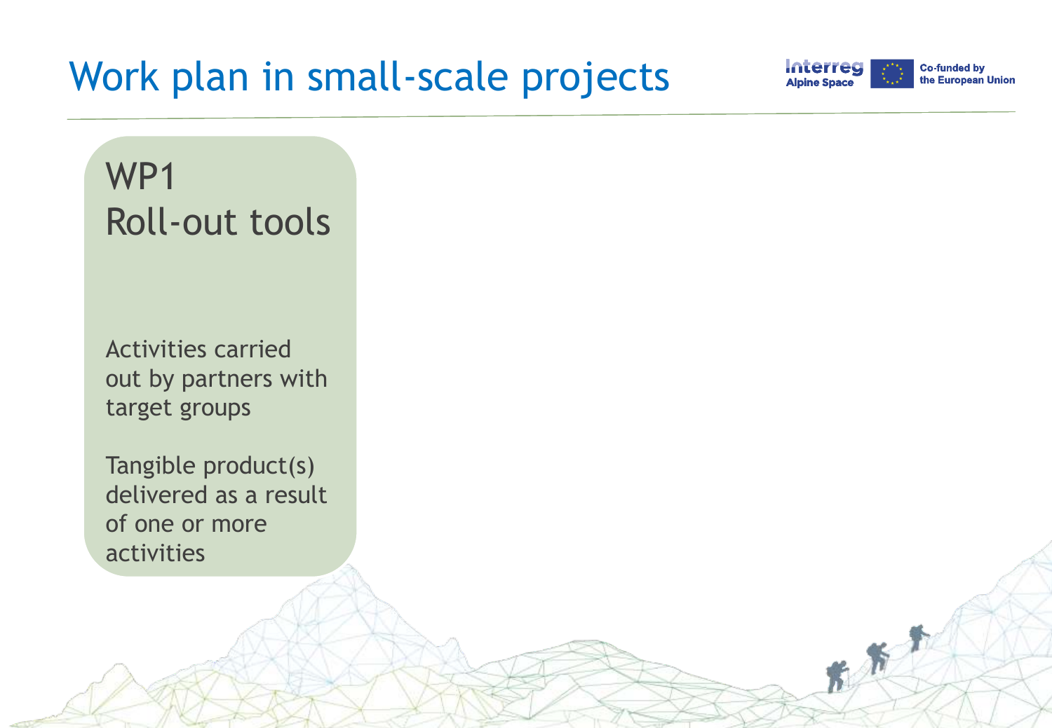# Work plan in small-scale projects

## WP1
## Roll-out tools

Activities carried out by partners with target groups

Tangible product(s) delivered as a result of one or more activities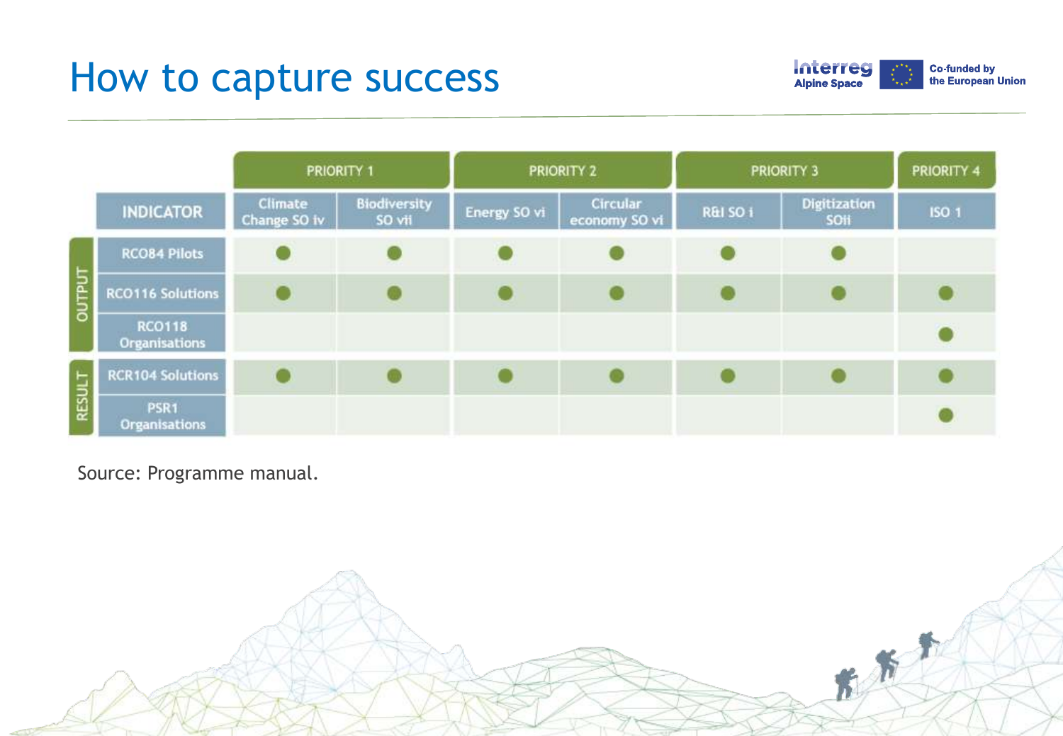# How to capture success

| | INDICATOR | PRIORITY 1 | | PRIORITY 2 | | PRIORITY 3 | | PRIORITY 4 |
|---|---|---|---|---|---|---|---|---|
| | | Climate Change SO iv | Biodiversity SO vii | Energy SO vi | Circular economy SO vi | R&I SO i | Digitization SOii | ISO 1 |
| OUTPUT | RCO84 Pilots | ● | ● | ● | ● | ● | ● | |
| OUTPUT | RCO116 Solutions | ● | ● | ● | ● | ● | ● | ● |
| OUTPUT | RCO118 Organisations | | | | | | | ● |
| RESULT | RCR104 Solutions | ● | ● | ● | ● | ● | ● | ● |
| RESULT | PSR1 Organisations | | | | | | | ● |

Source: Programme manual.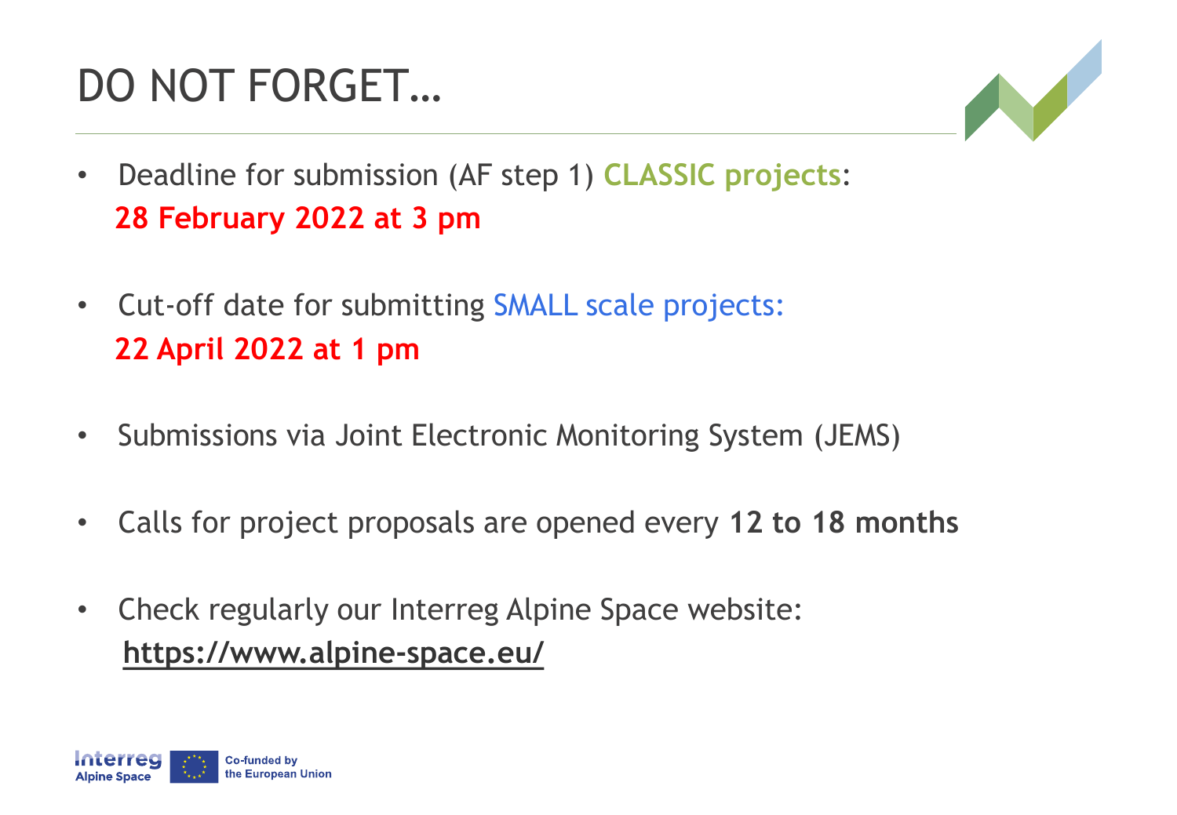# DO NOT FORGET…

- Deadline for submission (AF step 1) **CLASSIC projects**:
  **28 February 2022 at 3 pm**
- Cut-off date for submitting SMALL scale projects:
  **22 April 2022 at 1 pm**
- Submissions via Joint Electronic Monitoring System (JEMS)
- Calls for project proposals are opened every **12 to 18 months**
- Check regularly our Interreg Alpine Space website:
  **https://www.alpine-space.eu/**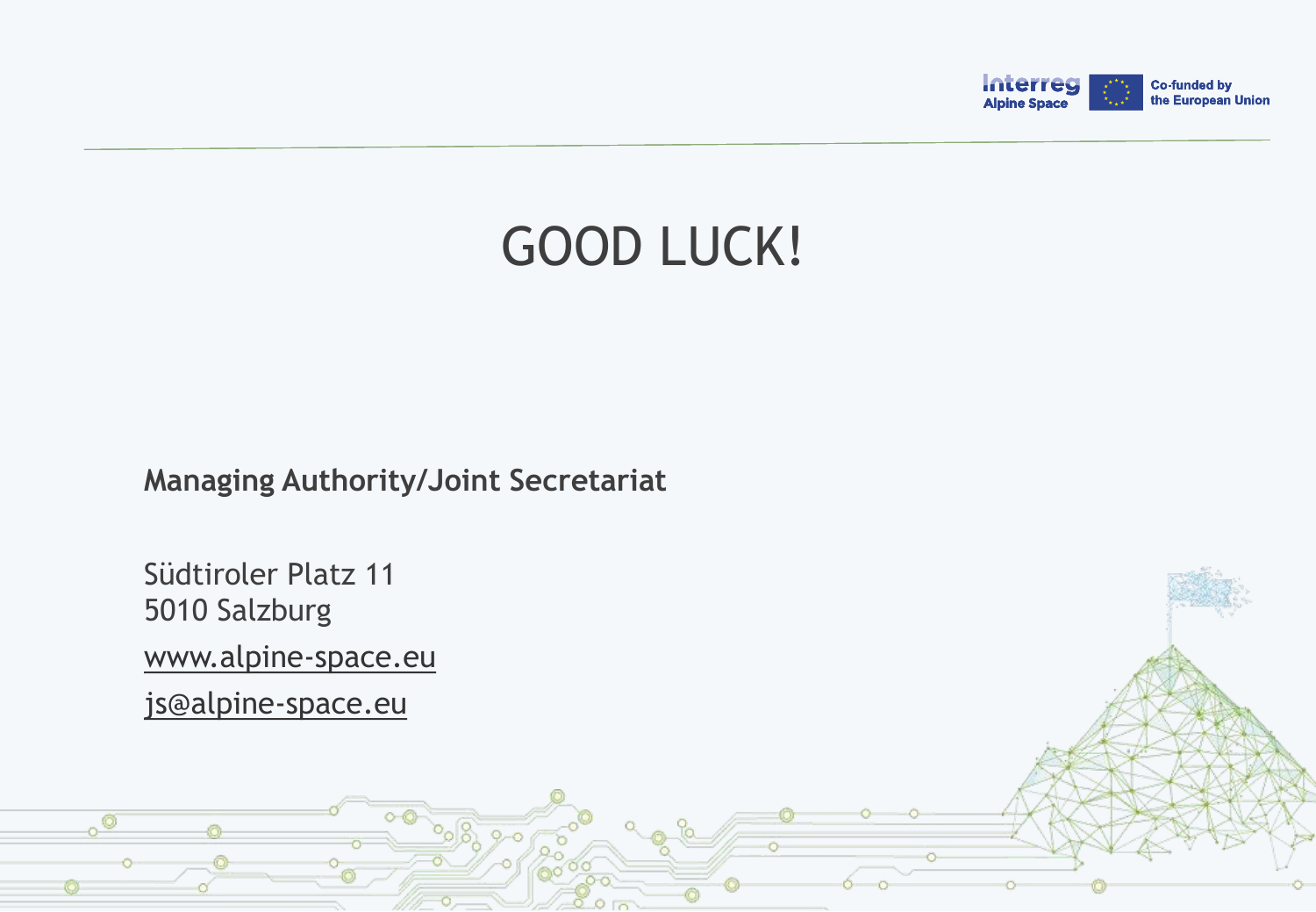# GOOD LUCK!

**Managing Authority/Joint Secretariat**

Südtiroler Platz 11
5010 Salzburg

www.alpine-space.eu

js@alpine-space.eu